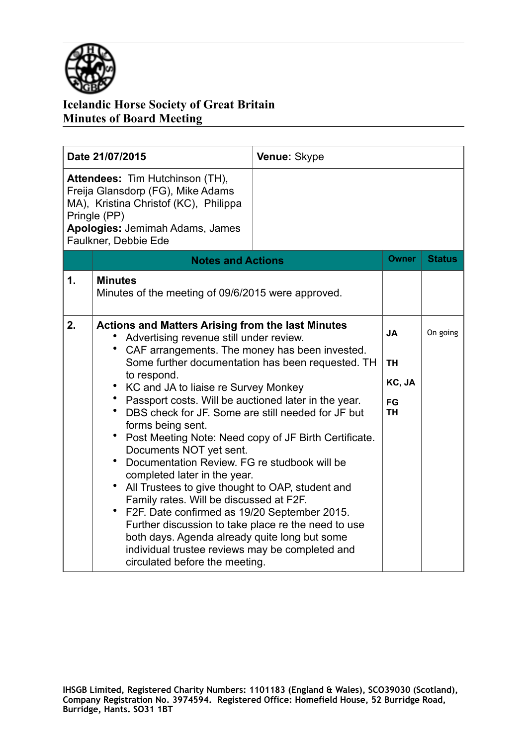# Icelandic Horse Society of Great Britain
## Minutes of Board Meeting

| **Date 21/07/2015** | **Venue:** Skype |
|---|---|
| **Attendees:** Tim Hutchinson (TH), Freija Glansdorp (FG), Mike Adams MA), Kristina Christof (KC), Philippa Pringle (PP)<br>**Apologies:** Jemimah Adams, James Faulkner, Debbie Ede | |

| | Notes and Actions | Owner | Status |
|---|---|---|---|
| **1.** | **Minutes**<br>Minutes of the meeting of 09/6/2015 were approved. | | |
| **2.** | **Actions and Matters Arising from the last Minutes**<br>• Advertising revenue still under review.<br>• CAF arrangements. The money has been invested. Some further documentation has been requested. TH to respond.<br>• KC and JA to liaise re Survey Monkey<br>• Passport costs. Will be auctioned later in the year.<br>• DBS check for JF. Some are still needed for JF but forms being sent.<br>• Post Meeting Note: Need copy of JF Birth Certificate. Documents NOT yet sent.<br>• Documentation Review. FG re studbook will be completed later in the year.<br>• All Trustees to give thought to OAP, student and Family rates. Will be discussed at F2F.<br>• F2F. Date confirmed as 19/20 September 2015. Further discussion to take place re the need to use both days. Agenda already quite long but some individual trustee reviews may be completed and circulated before the meeting. | **JA**<br><br>**TH**<br><br>**KC, JA**<br><br>**FG**<br>**TH** | On going |

IHSGB Limited, Registered Charity Numbers: 1101183 (England & Wales), SCO39030 (Scotland), Company Registration No. 3974594. Registered Office: Homefield House, 52 Burridge Road, Burridge, Hants. SO31 1BT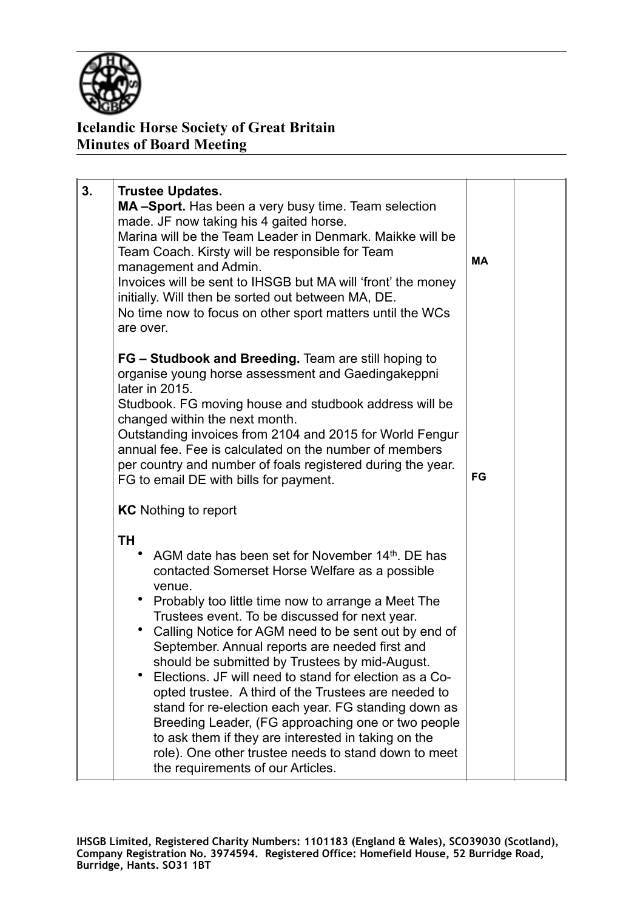**Icelandic Horse Society of Great Britain**
**Minutes of Board Meeting**

| | | | |
|---|---|---|---|
| 3. | **Trustee Updates.**<br>**MA –Sport.** Has been a very busy time. Team selection made. JF now taking his 4 gaited horse.<br>Marina will be the Team Leader in Denmark. Maikke will be Team Coach. Kirsty will be responsible for Team management and Admin.<br>Invoices will be sent to IHSGB but MA will 'front' the money initially. Will then be sorted out between MA, DE.<br>No time now to focus on other sport matters until the WCs are over. | **MA** | |
| | **FG – Studbook and Breeding.** Team are still hoping to organise young horse assessment and Gaedingakeppni later in 2015.<br>Studbook. FG moving house and studbook address will be changed within the next month.<br>Outstanding invoices from 2104 and 2015 for World Fengur annual fee. Fee is calculated on the number of members per country and number of foals registered during the year. FG to email DE with bills for payment. | **FG** | |
| | **KC** Nothing to report | | |
| | **TH**<br>• AGM date has been set for November 14th. DE has contacted Somerset Horse Welfare as a possible venue.<br>• Probably too little time now to arrange a Meet The Trustees event. To be discussed for next year.<br>• Calling Notice for AGM need to be sent out by end of September. Annual reports are needed first and should be submitted by Trustees by mid-August.<br>• Elections. JF will need to stand for election as a Co-opted trustee. A third of the Trustees are needed to stand for re-election each year. FG standing down as Breeding Leader, (FG approaching one or two people to ask them if they are interested in taking on the role). One other trustee needs to stand down to meet the requirements of our Articles. | | |

IHSGB Limited, Registered Charity Numbers: 1101183 (England & Wales), SCO39030 (Scotland), Company Registration No. 3974594. Registered Office: Homefield House, 52 Burridge Road, Burridge, Hants. SO31 1BT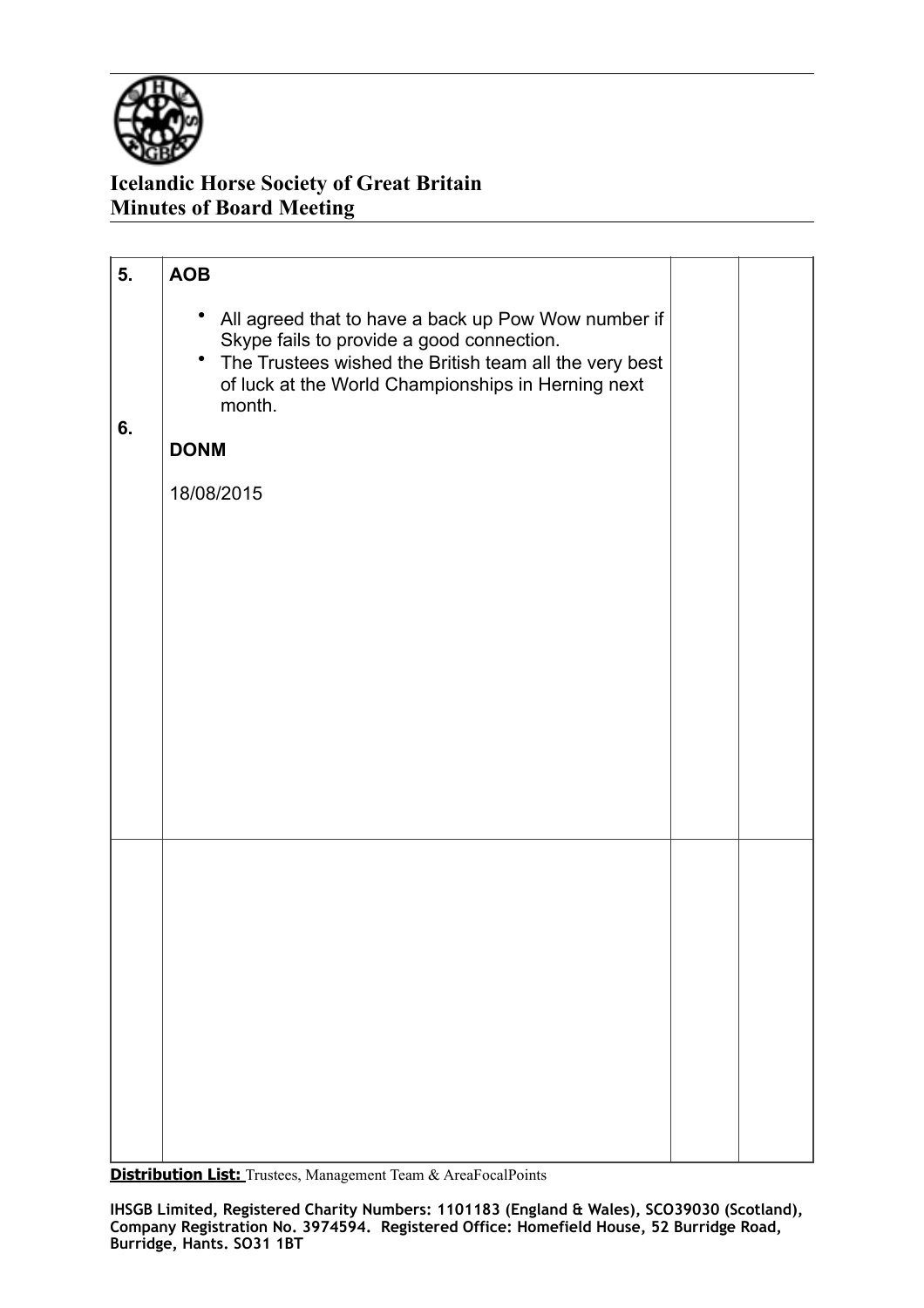**Icelandic Horse Society of Great Britain**
**Minutes of Board Meeting**

| | | | |
|---|---|---|---|
| 5. | **AOB**<br><br>• All agreed that to have a back up Pow Wow number if Skype fails to provide a good connection.<br>• The Trustees wished the British team all the very best of luck at the World Championships in Herning next month. | | |
| 6. | **DONM**<br><br>18/08/2015 | | |
| | | | |

**Distribution List:** Trustees, Management Team & AreaFocalPoints

**IHSGB Limited, Registered Charity Numbers: 1101183 (England & Wales), SCO39030 (Scotland), Company Registration No. 3974594. Registered Office: Homefield House, 52 Burridge Road, Burridge, Hants. SO31 1BT**